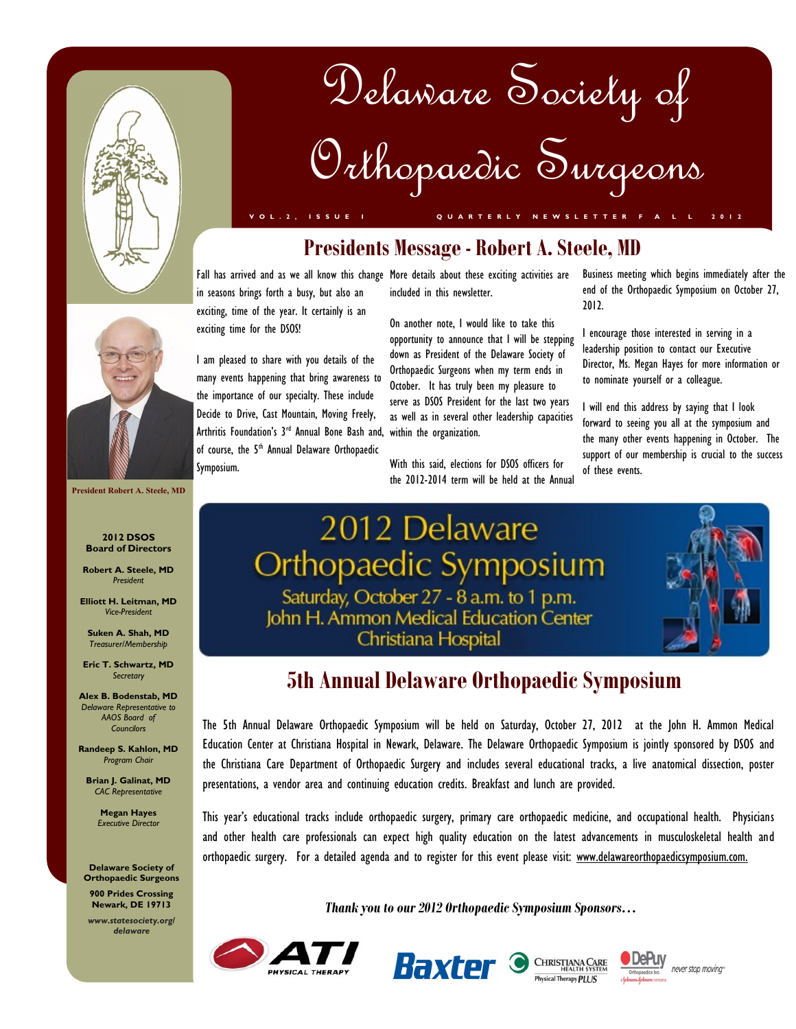# Delaware Society of Orthopaedic Surgeons

VOL. 2, ISSUE 1 — QUARTERLY NEWSLETTER FALL 2012

## Presidents Message - Robert A. Steele, MD

Fall has arrived and as we all know this change in seasons brings forth a busy, but also an exciting, time of the year. It certainly is an exciting time for the DSOS!

I am pleased to share with you details of the many events happening that bring awareness to the importance of our specialty. These include Decide to Drive, Cast Mountain, Moving Freely, Arthritis Foundation's 3rd Annual Bone Bash and, of course, the 5th Annual Delaware Orthopaedic Symposium.

More details about these exciting activities are included in this newsletter.

On another note, I would like to take this opportunity to announce that I will be stepping down as President of the Delaware Society of Orthopaedic Surgeons when my term ends in October. It has truly been my pleasure to serve as DSOS President for the last two years as well as in several other leadership capacities within the organization.

With this said, elections for DSOS officers for the 2012-2014 term will be held at the Annual Business meeting which begins immediately after the end of the Orthopaedic Symposium on October 27, 2012.

I encourage those interested in serving in a leadership position to contact our Executive Director, Ms. Megan Hayes for more information or to nominate yourself or a colleague.

I will end this address by saying that I look forward to seeing you all at the symposium and the many other events happening in October. The support of our membership is crucial to the success of these events.

President Robert A. Steele, MD

**2012 DSOS Board of Directors**

**Robert A. Steele, MD**
*President*

**Elliott H. Leitman, MD**
*Vice-President*

**Suken A. Shah, MD**
*Treasurer/Membership*

**Eric T. Schwartz, MD**
*Secretary*

**Alex B. Bodenstab, MD**
*Delaware Representative to AAOS Board of Councilors*

**Randeep S. Kahlon, MD**
*Program Chair*

**Brian J. Galinat, MD**
*CAC Representative*

**Megan Hayes**
*Executive Director*

**Delaware Society of Orthopaedic Surgeons**
**900 Prides Crossing**
**Newark, DE 19713**
***www.statesociety.org/delaware***

2012 Delaware Orthopaedic Symposium
Saturday, October 27 - 8 a.m. to 1 p.m.
John H. Ammon Medical Education Center
Christiana Hospital

## 5th Annual Delaware Orthopaedic Symposium

The 5th Annual Delaware Orthopaedic Symposium will be held on Saturday, October 27, 2012 at the John H. Ammon Medical Education Center at Christiana Hospital in Newark, Delaware. The Delaware Orthopaedic Symposium is jointly sponsored by DSOS and the Christiana Care Department of Orthopaedic Surgery and includes several educational tracks, a live anatomical dissection, poster presentations, a vendor area and continuing education credits. Breakfast and lunch are provided.

This year's educational tracks include orthopaedic surgery, primary care orthopaedic medicine, and occupational health. Physicians and other health care professionals can expect high quality education on the latest advancements in musculoskeletal health and orthopaedic surgery. For a detailed agenda and to register for this event please visit: www.delawareorthopaedicsymposium.com.

***Thank you to our 2012 Orthopaedic Symposium Sponsors…***

ATI Physical Therapy — Baxter — Christiana Care Health System Physical Therapy PLUS — DePuy Orthopaedics Inc. never stop moving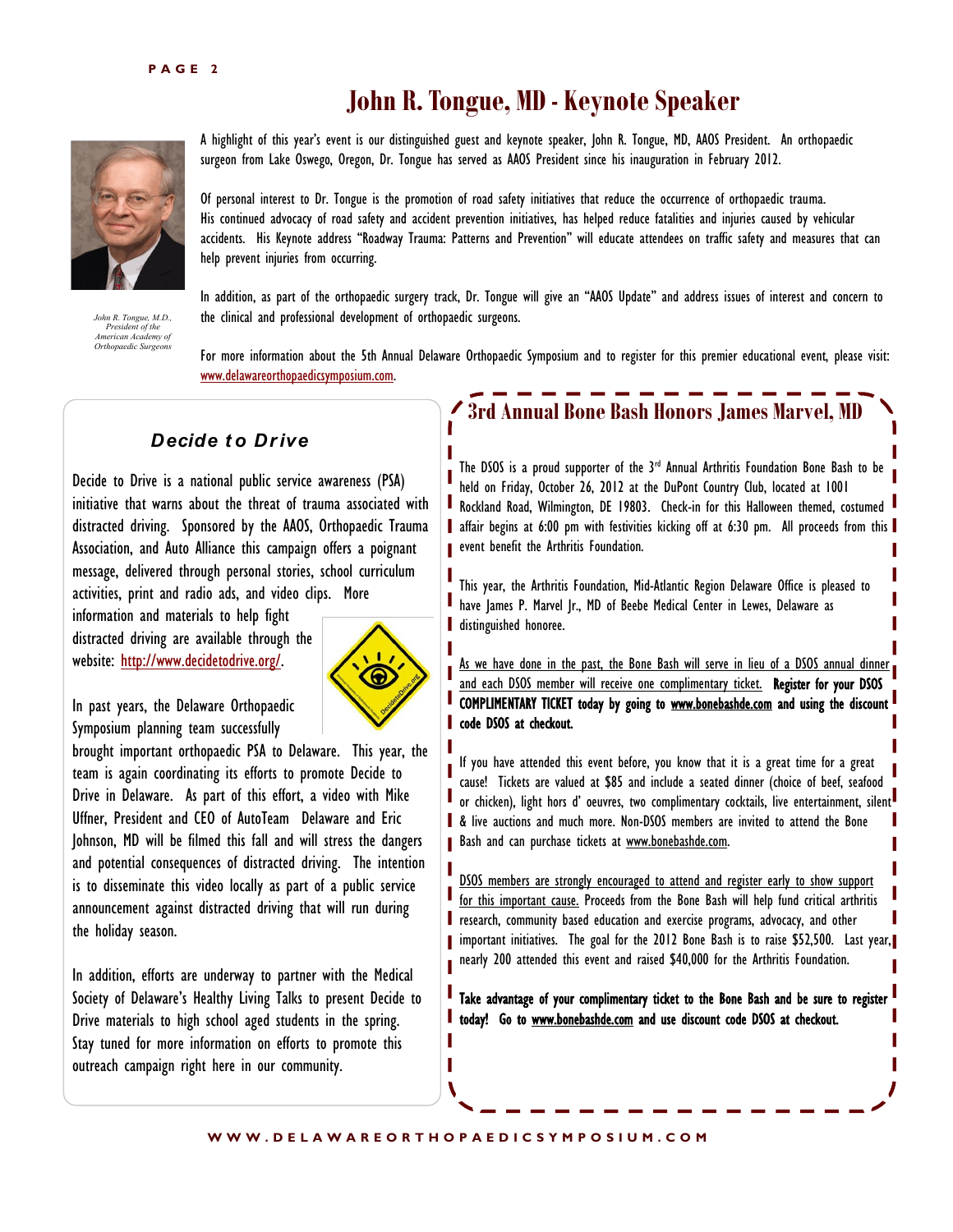# John R. Tongue, MD - Keynote Speaker

A highlight of this year's event is our distinguished guest and keynote speaker, John R. Tongue, MD, AAOS President. An orthopaedic surgeon from Lake Oswego, Oregon, Dr. Tongue has served as AAOS President since his inauguration in February 2012.

Of personal interest to Dr. Tongue is the promotion of road safety initiatives that reduce the occurrence of orthopaedic trauma. His continued advocacy of road safety and accident prevention initiatives, has helped reduce fatalities and injuries caused by vehicular accidents. His Keynote address "Roadway Trauma: Patterns and Prevention" will educate attendees on traffic safety and measures that can help prevent injuries from occurring.

*John R. Tongue, M.D., President of the American Academy of Orthopaedic Surgeons*

In addition, as part of the orthopaedic surgery track, Dr. Tongue will give an "AAOS Update" and address issues of interest and concern to the clinical and professional development of orthopaedic surgeons.

For more information about the 5th Annual Delaware Orthopaedic Symposium and to register for this premier educational event, please visit: www.delawareorthopaedicsymposium.com.

## *Decide to Drive*

Decide to Drive is a national public service awareness (PSA) initiative that warns about the threat of trauma associated with distracted driving. Sponsored by the AAOS, Orthopaedic Trauma Association, and Auto Alliance this campaign offers a poignant message, delivered through personal stories, school curriculum activities, print and radio ads, and video clips. More information and materials to help fight distracted driving are available through the website: http://www.decidetodrive.org/.

In past years, the Delaware Orthopaedic Symposium planning team successfully brought important orthopaedic PSA to Delaware. This year, the team is again coordinating its efforts to promote Decide to Drive in Delaware. As part of this effort, a video with Mike Uffner, President and CEO of AutoTeam Delaware and Eric Johnson, MD will be filmed this fall and will stress the dangers and potential consequences of distracted driving. The intention is to disseminate this video locally as part of a public service announcement against distracted driving that will run during the holiday season.

In addition, efforts are underway to partner with the Medical Society of Delaware's Healthy Living Talks to present Decide to Drive materials to high school aged students in the spring. Stay tuned for more information on efforts to promote this outreach campaign right here in our community.

## 3rd Annual Bone Bash Honors James Marvel, MD

The DSOS is a proud supporter of the 3rd Annual Arthritis Foundation Bone Bash to be held on Friday, October 26, 2012 at the DuPont Country Club, located at 1001 Rockland Road, Wilmington, DE 19803. Check-in for this Halloween themed, costumed affair begins at 6:00 pm with festivities kicking off at 6:30 pm. All proceeds from this event benefit the Arthritis Foundation.

This year, the Arthritis Foundation, Mid-Atlantic Region Delaware Office is pleased to have James P. Marvel Jr., MD of Beebe Medical Center in Lewes, Delaware as distinguished honoree.

As we have done in the past, the Bone Bash will serve in lieu of a DSOS annual dinner and each DSOS member will receive one complimentary ticket. **Register for your DSOS COMPLIMENTARY TICKET today by going to www.bonebashde.com and using the discount code DSOS at checkout.**

If you have attended this event before, you know that it is a great time for a great cause! Tickets are valued at $85 and include a seated dinner (choice of beef, seafood or chicken), light hors d' oeuvres, two complimentary cocktails, live entertainment, silent & live auctions and much more. Non-DSOS members are invited to attend the Bone Bash and can purchase tickets at www.bonebashde.com.

DSOS members are strongly encouraged to attend and register early to show support for this important cause. Proceeds from the Bone Bash will help fund critical arthritis research, community based education and exercise programs, advocacy, and other important initiatives. The goal for the 2012 Bone Bash is to raise $52,500. Last year, nearly 200 attended this event and raised $40,000 for the Arthritis Foundation.

**Take advantage of your complimentary ticket to the Bone Bash and be sure to register today! Go to www.bonebashde.com and use discount code DSOS at checkout.**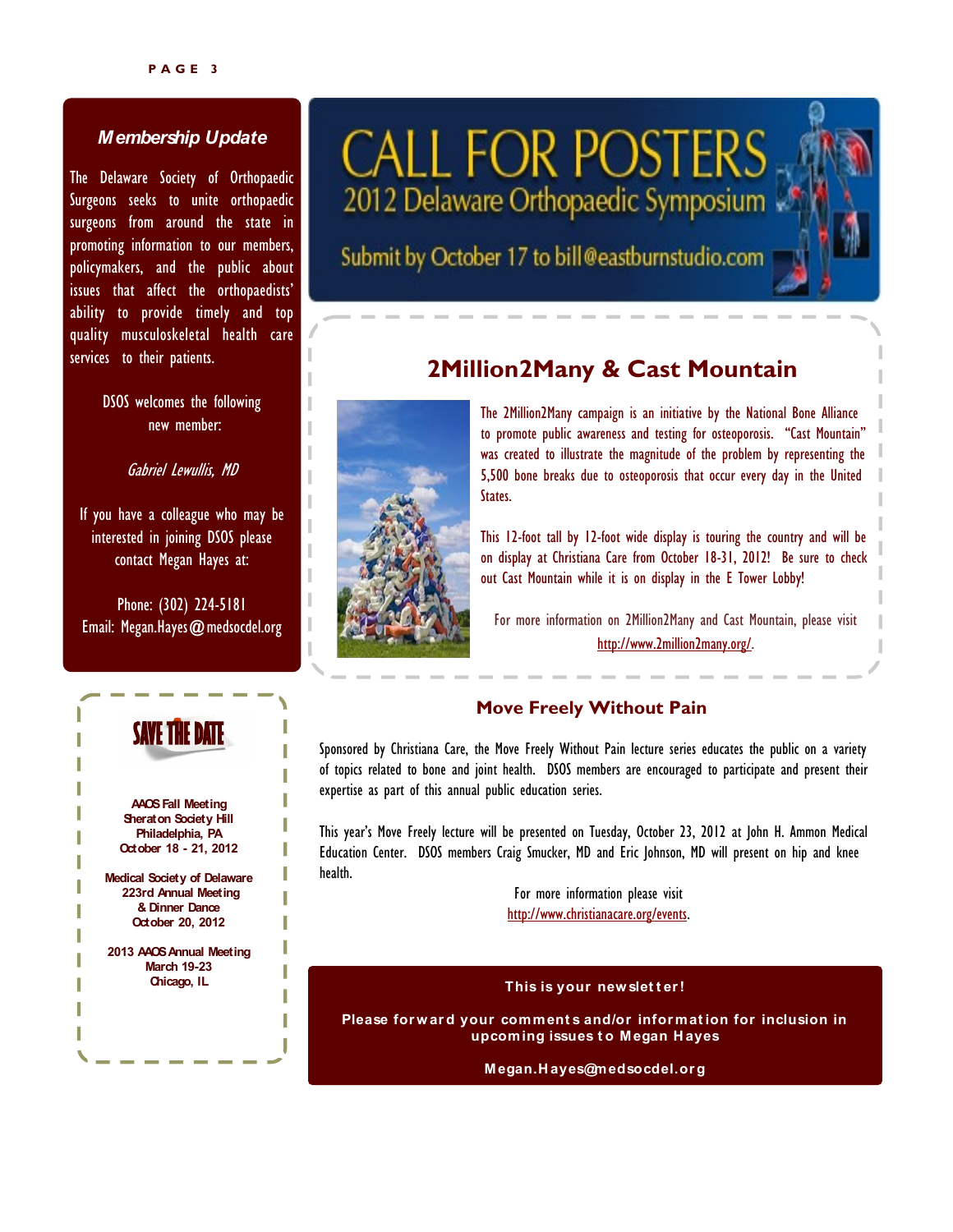## *Membership Update*

The Delaware Society of Orthopaedic Surgeons seeks to unite orthopaedic surgeons from around the state in promoting information to our members, policymakers, and the public about issues that affect the orthopaedists' ability to provide timely and top quality musculoskeletal health care services to their patients.

DSOS welcomes the following new member:

*Gabriel Lewullis, MD*

If you have a colleague who may be interested in joining DSOS please contact Megan Hayes at:

Phone: (302) 224-5181
Email: Megan.Hayes@medsocdel.org

## SAVE THE DATE

**AAOS Fall Meeting**
**Sheraton Society Hill**
**Philadelphia, PA**
**October 18 - 21, 2012**

**Medical Society of Delaware**
**223rd Annual Meeting**
**& Dinner Dance**
**October 20, 2012**

**2013 AAOS Annual Meeting**
**March 19-23**
**Chicago, IL**

# CALL FOR POSTERS

## 2012 Delaware Orthopaedic Symposium

Submit by October 17 to bill@eastburnstudio.com

## 2Million2Many & Cast Mountain

The 2Million2Many campaign is an initiative by the National Bone Alliance to promote public awareness and testing for osteoporosis. "Cast Mountain" was created to illustrate the magnitude of the problem by representing the 5,500 bone breaks due to osteoporosis that occur every day in the United States.

This 12-foot tall by 12-foot wide display is touring the country and will be on display at Christiana Care from October 18-31, 2012! Be sure to check out Cast Mountain while it is on display in the E Tower Lobby!

For more information on 2Million2Many and Cast Mountain, please visit http://www.2million2many.org/.

## Move Freely Without Pain

Sponsored by Christiana Care, the Move Freely Without Pain lecture series educates the public on a variety of topics related to bone and joint health. DSOS members are encouraged to participate and present their expertise as part of this annual public education series.

This year's Move Freely lecture will be presented on Tuesday, October 23, 2012 at John H. Ammon Medical Education Center. DSOS members Craig Smucker, MD and Eric Johnson, MD will present on hip and knee health.

For more information please visit http://www.christianacare.org/events.

**This is your newsletter!**

**Please forward your comments and/or information for inclusion in upcoming issues to Megan Hayes**

**Megan.Hayes@medsocdel.org**